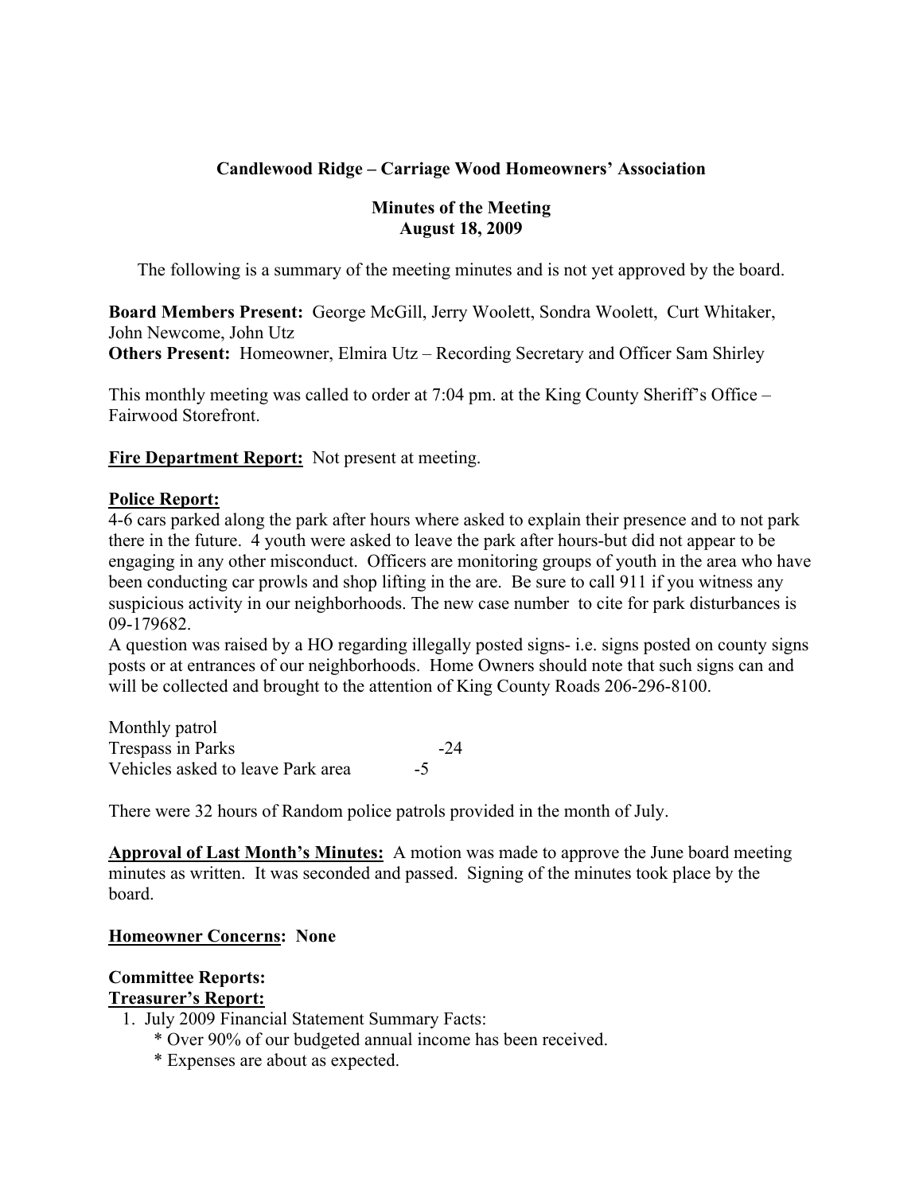**Candlewood Ridge – Carriage Wood Homeowners' Association**

**Minutes of the Meeting**
**August 18, 2009**

The following is a summary of the meeting minutes and is not yet approved by the board.

**Board Members Present:** George McGill, Jerry Woolett, Sondra Woolett, Curt Whitaker, John Newcome, John Utz
**Others Present:** Homeowner, Elmira Utz – Recording Secretary and Officer Sam Shirley

This monthly meeting was called to order at 7:04 pm. at the King County Sheriff's Office – Fairwood Storefront.

**Fire Department Report:** Not present at meeting.

**Police Report:**
4-6 cars parked along the park after hours where asked to explain their presence and to not park there in the future. 4 youth were asked to leave the park after hours-but did not appear to be engaging in any other misconduct. Officers are monitoring groups of youth in the area who have been conducting car prowls and shop lifting in the are. Be sure to call 911 if you witness any suspicious activity in our neighborhoods. The new case number to cite for park disturbances is 09-179682.
A question was raised by a HO regarding illegally posted signs- i.e. signs posted on county signs posts or at entrances of our neighborhoods. Home Owners should note that such signs can and will be collected and brought to the attention of King County Roads 206-296-8100.

Monthly patrol
Trespass in Parks -24
Vehicles asked to leave Park area -5

There were 32 hours of Random police patrols provided in the month of July.

**Approval of Last Month's Minutes:** A motion was made to approve the June board meeting minutes as written. It was seconded and passed. Signing of the minutes took place by the board.

**Homeowner Concerns: None**

**Committee Reports:**
**Treasurer's Report:**

1. July 2009 Financial Statement Summary Facts:
   * Over 90% of our budgeted annual income has been received.
   * Expenses are about as expected.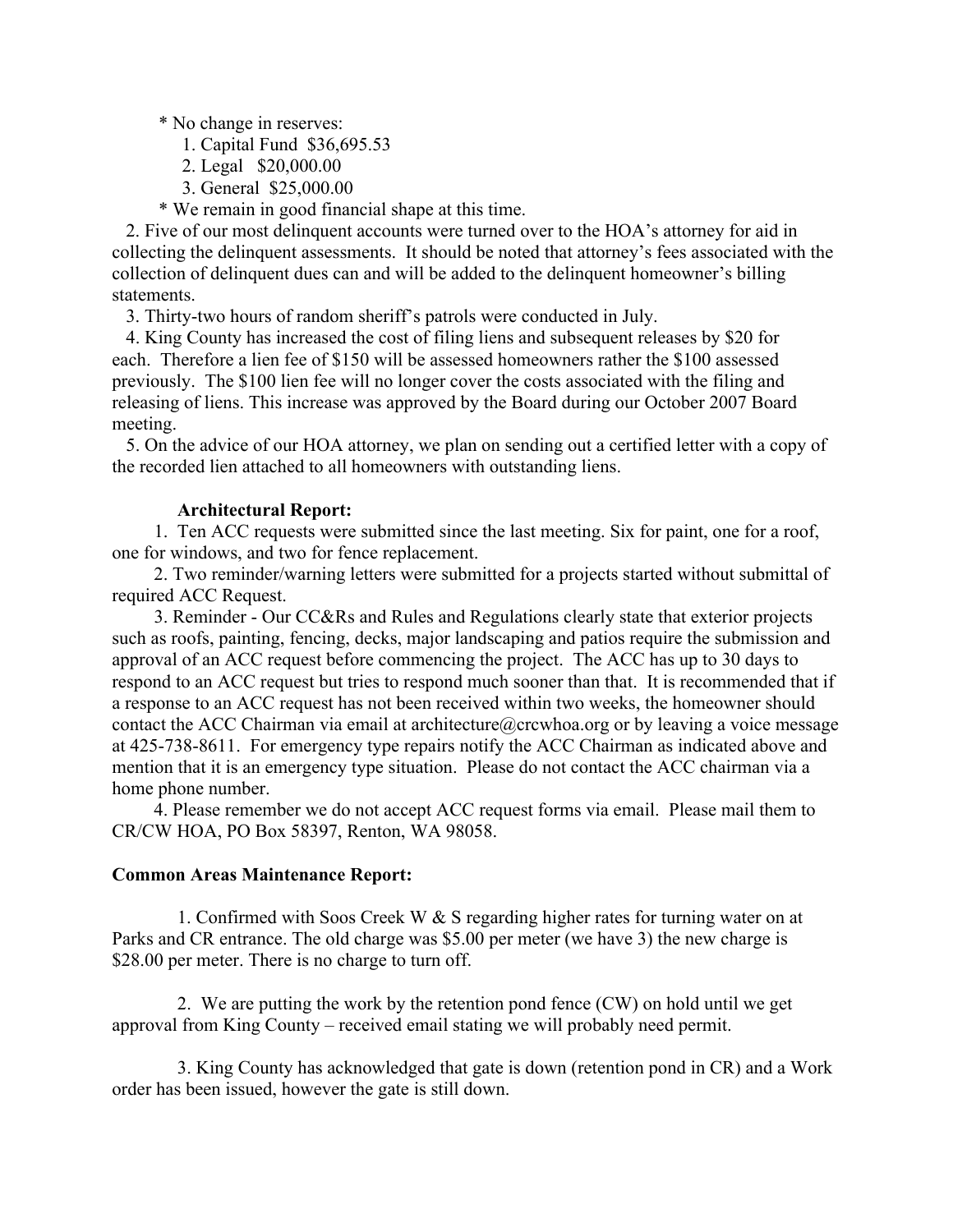* No change in reserves:
  1. Capital Fund  $36,695.53
  2. Legal   $20,000.00
  3. General  $25,000.00
* We remain in good financial shape at this time.

2. Five of our most delinquent accounts were turned over to the HOA's attorney for aid in collecting the delinquent assessments. It should be noted that attorney's fees associated with the collection of delinquent dues can and will be added to the delinquent homeowner's billing statements.

3. Thirty-two hours of random sheriff's patrols were conducted in July.

4. King County has increased the cost of filing liens and subsequent releases by $20 for each. Therefore a lien fee of $150 will be assessed homeowners rather the $100 assessed previously. The $100 lien fee will no longer cover the costs associated with the filing and releasing of liens. This increase was approved by the Board during our October 2007 Board meeting.

5. On the advice of our HOA attorney, we plan on sending out a certified letter with a copy of the recorded lien attached to all homeowners with outstanding liens.

**Architectural Report:**

1. Ten ACC requests were submitted since the last meeting. Six for paint, one for a roof, one for windows, and two for fence replacement.

2. Two reminder/warning letters were submitted for a projects started without submittal of required ACC Request.

3. Reminder - Our CC&Rs and Rules and Regulations clearly state that exterior projects such as roofs, painting, fencing, decks, major landscaping and patios require the submission and approval of an ACC request before commencing the project. The ACC has up to 30 days to respond to an ACC request but tries to respond much sooner than that. It is recommended that if a response to an ACC request has not been received within two weeks, the homeowner should contact the ACC Chairman via email at architecture@crcwhoa.org or by leaving a voice message at 425-738-8611. For emergency type repairs notify the ACC Chairman as indicated above and mention that it is an emergency type situation. Please do not contact the ACC chairman via a home phone number.

4. Please remember we do not accept ACC request forms via email. Please mail them to CR/CW HOA, PO Box 58397, Renton, WA 98058.

**Common Areas Maintenance Report:**

1. Confirmed with Soos Creek W & S regarding higher rates for turning water on at Parks and CR entrance. The old charge was $5.00 per meter (we have 3) the new charge is $28.00 per meter. There is no charge to turn off.

2. We are putting the work by the retention pond fence (CW) on hold until we get approval from King County – received email stating we will probably need permit.

3. King County has acknowledged that gate is down (retention pond in CR) and a Work order has been issued, however the gate is still down.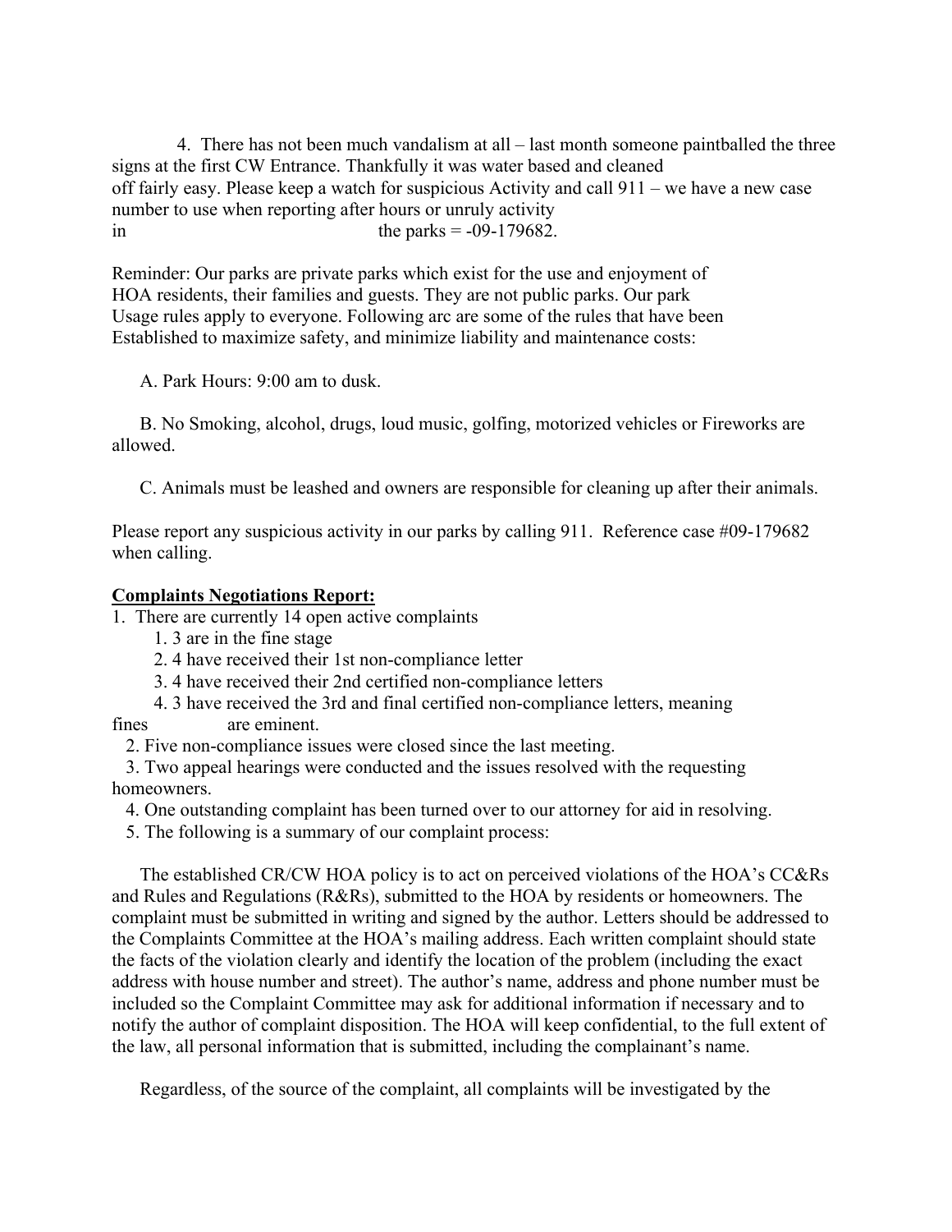4. There has not been much vandalism at all – last month someone paintballed the three signs at the first CW Entrance. Thankfully it was water based and cleaned off fairly easy. Please keep a watch for suspicious Activity and call 911 – we have a new case number to use when reporting after hours or unruly activity in the parks = -09-179682.

Reminder: Our parks are private parks which exist for the use and enjoyment of HOA residents, their families and guests. They are not public parks. Our park Usage rules apply to everyone. Following arc are some of the rules that have been Established to maximize safety, and minimize liability and maintenance costs:

A. Park Hours: 9:00 am to dusk.

B. No Smoking, alcohol, drugs, loud music, golfing, motorized vehicles or Fireworks are allowed.

C. Animals must be leashed and owners are responsible for cleaning up after their animals.

Please report any suspicious activity in our parks by calling 911. Reference case #09-179682 when calling.

**Complaints Negotiations Report:**

1. There are currently 14 open active complaints
   1. 3 are in the fine stage
   2. 4 have received their 1st non-compliance letter
   3. 4 have received their 2nd certified non-compliance letters
   4. 3 have received the 3rd and final certified non-compliance letters, meaning fines are eminent.
2. Five non-compliance issues were closed since the last meeting.
3. Two appeal hearings were conducted and the issues resolved with the requesting homeowners.
4. One outstanding complaint has been turned over to our attorney for aid in resolving.
5. The following is a summary of our complaint process:

The established CR/CW HOA policy is to act on perceived violations of the HOA's CC&Rs and Rules and Regulations (R&Rs), submitted to the HOA by residents or homeowners. The complaint must be submitted in writing and signed by the author. Letters should be addressed to the Complaints Committee at the HOA's mailing address. Each written complaint should state the facts of the violation clearly and identify the location of the problem (including the exact address with house number and street). The author's name, address and phone number must be included so the Complaint Committee may ask for additional information if necessary and to notify the author of complaint disposition. The HOA will keep confidential, to the full extent of the law, all personal information that is submitted, including the complainant's name.

Regardless, of the source of the complaint, all complaints will be investigated by the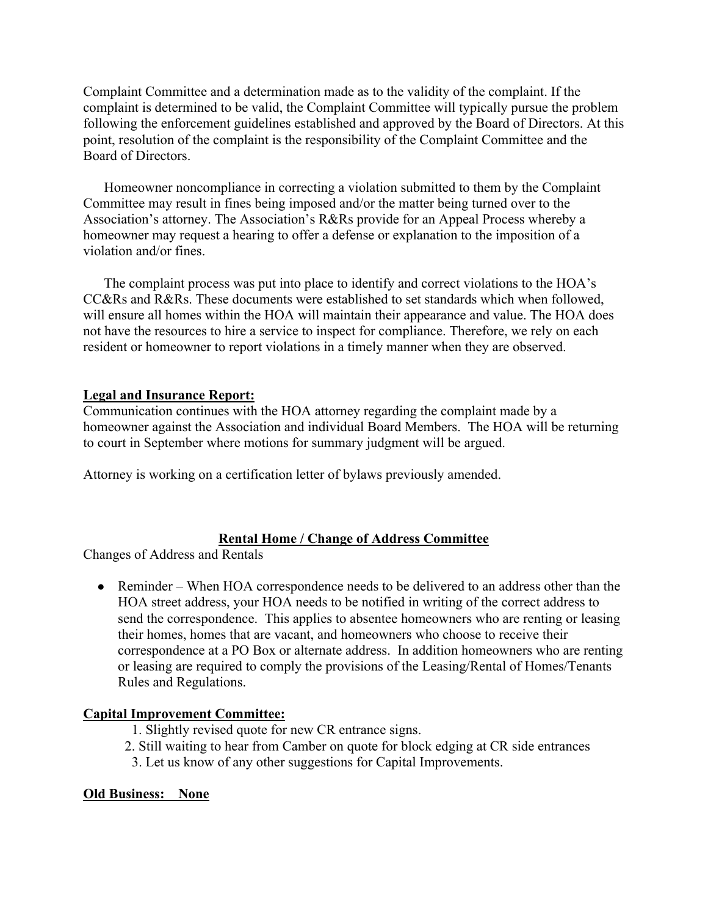Complaint Committee and a determination made as to the validity of the complaint. If the complaint is determined to be valid, the Complaint Committee will typically pursue the problem following the enforcement guidelines established and approved by the Board of Directors. At this point, resolution of the complaint is the responsibility of the Complaint Committee and the Board of Directors.

Homeowner noncompliance in correcting a violation submitted to them by the Complaint Committee may result in fines being imposed and/or the matter being turned over to the Association's attorney. The Association's R&Rs provide for an Appeal Process whereby a homeowner may request a hearing to offer a defense or explanation to the imposition of a violation and/or fines.

The complaint process was put into place to identify and correct violations to the HOA's CC&Rs and R&Rs. These documents were established to set standards which when followed, will ensure all homes within the HOA will maintain their appearance and value. The HOA does not have the resources to hire a service to inspect for compliance. Therefore, we rely on each resident or homeowner to report violations in a timely manner when they are observed.

**Legal and Insurance Report:**

Communication continues with the HOA attorney regarding the complaint made by a homeowner against the Association and individual Board Members. The HOA will be returning to court in September where motions for summary judgment will be argued.

Attorney is working on a certification letter of bylaws previously amended.

## Rental Home / Change of Address Committee

Changes of Address and Rentals

- Reminder – When HOA correspondence needs to be delivered to an address other than the HOA street address, your HOA needs to be notified in writing of the correct address to send the correspondence. This applies to absentee homeowners who are renting or leasing their homes, homes that are vacant, and homeowners who choose to receive their correspondence at a PO Box or alternate address. In addition homeowners who are renting or leasing are required to comply the provisions of the Leasing/Rental of Homes/Tenants Rules and Regulations.

**Capital Improvement Committee:**

1. Slightly revised quote for new CR entrance signs.
2. Still waiting to hear from Camber on quote for block edging at CR side entrances
3. Let us know of any other suggestions for Capital Improvements.

**Old Business: None**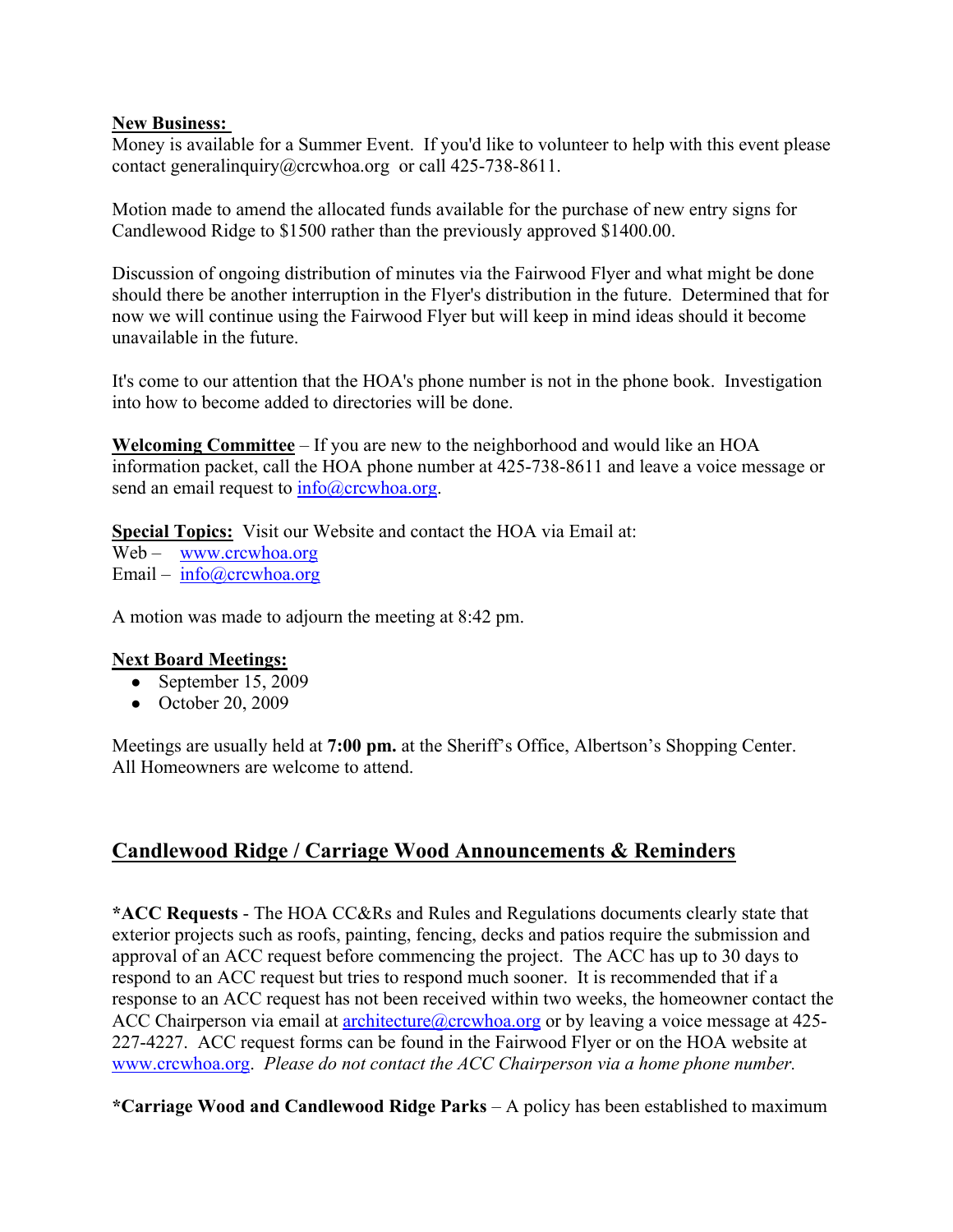**New Business:**

Money is available for a Summer Event. If you'd like to volunteer to help with this event please contact generalinquiry@crcwhoa.org or call 425-738-8611.

Motion made to amend the allocated funds available for the purchase of new entry signs for Candlewood Ridge to $1500 rather than the previously approved $1400.00.

Discussion of ongoing distribution of minutes via the Fairwood Flyer and what might be done should there be another interruption in the Flyer's distribution in the future. Determined that for now we will continue using the Fairwood Flyer but will keep in mind ideas should it become unavailable in the future.

It's come to our attention that the HOA's phone number is not in the phone book. Investigation into how to become added to directories will be done.

**Welcoming Committee** – If you are new to the neighborhood and would like an HOA information packet, call the HOA phone number at 425-738-8611 and leave a voice message or send an email request to info@crcwhoa.org.

**Special Topics:** Visit our Website and contact the HOA via Email at:
Web – www.crcwhoa.org
Email – info@crcwhoa.org

A motion was made to adjourn the meeting at 8:42 pm.

**Next Board Meetings:**

- September 15, 2009
- October 20, 2009

Meetings are usually held at **7:00 pm.** at the Sheriff's Office, Albertson's Shopping Center. All Homeowners are welcome to attend.

## Candlewood Ridge / Carriage Wood Announcements & Reminders

***ACC Requests** - The HOA CC&Rs and Rules and Regulations documents clearly state that exterior projects such as roofs, painting, fencing, decks and patios require the submission and approval of an ACC request before commencing the project. The ACC has up to 30 days to respond to an ACC request but tries to respond much sooner. It is recommended that if a response to an ACC request has not been received within two weeks, the homeowner contact the ACC Chairperson via email at architecture@crcwhoa.org or by leaving a voice message at 425-227-4227. ACC request forms can be found in the Fairwood Flyer or on the HOA website at www.crcwhoa.org. *Please do not contact the ACC Chairperson via a home phone number.*

***Carriage Wood and Candlewood Ridge Parks** – A policy has been established to maximum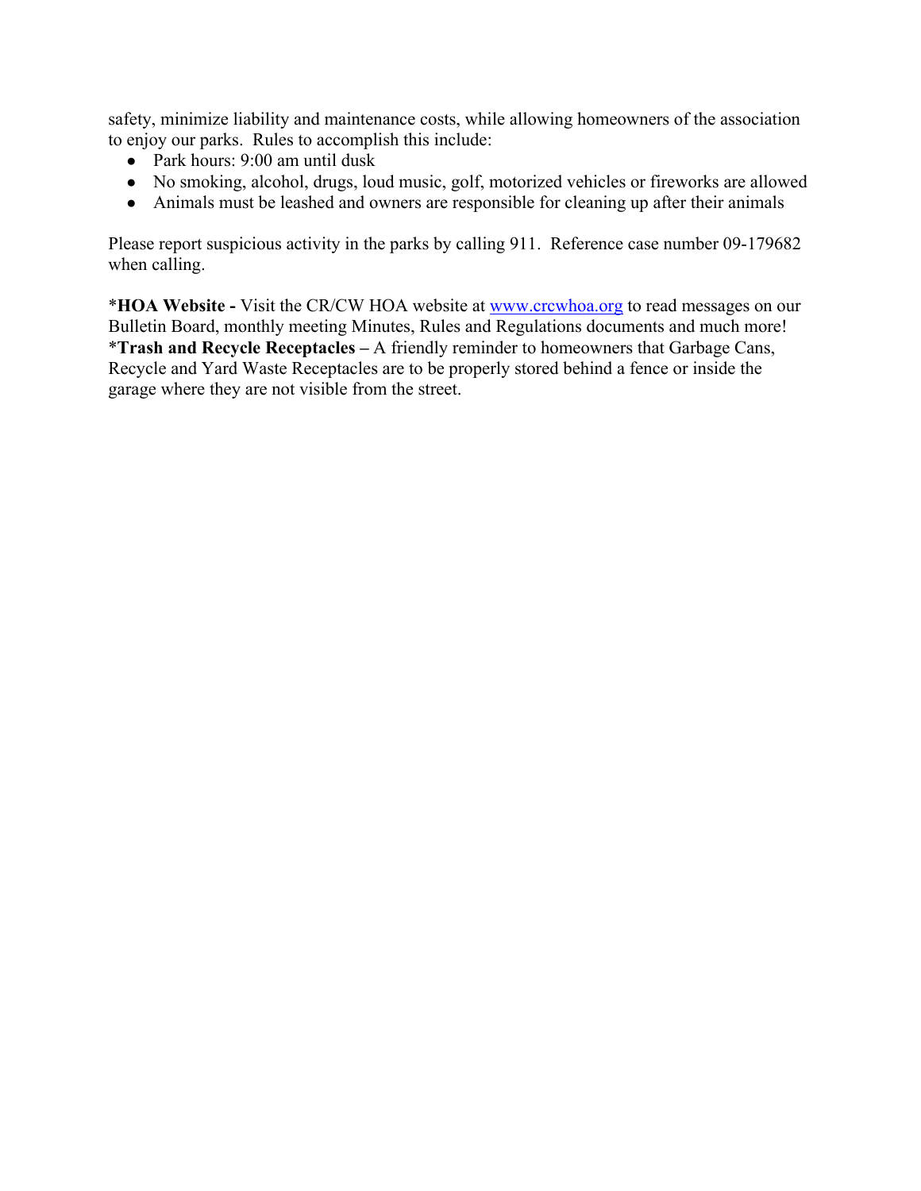safety, minimize liability and maintenance costs, while allowing homeowners of the association to enjoy our parks. Rules to accomplish this include:

- Park hours: 9:00 am until dusk
- No smoking, alcohol, drugs, loud music, golf, motorized vehicles or fireworks are allowed
- Animals must be leashed and owners are responsible for cleaning up after their animals

Please report suspicious activity in the parks by calling 911. Reference case number 09-179682 when calling.

***HOA Website -** Visit the CR/CW HOA website at [www.crcwhoa.org](http://www.crcwhoa.org) to read messages on our Bulletin Board, monthly meeting Minutes, Rules and Regulations documents and much more!
***Trash and Recycle Receptacles –** A friendly reminder to homeowners that Garbage Cans, Recycle and Yard Waste Receptacles are to be properly stored behind a fence or inside the garage where they are not visible from the street.